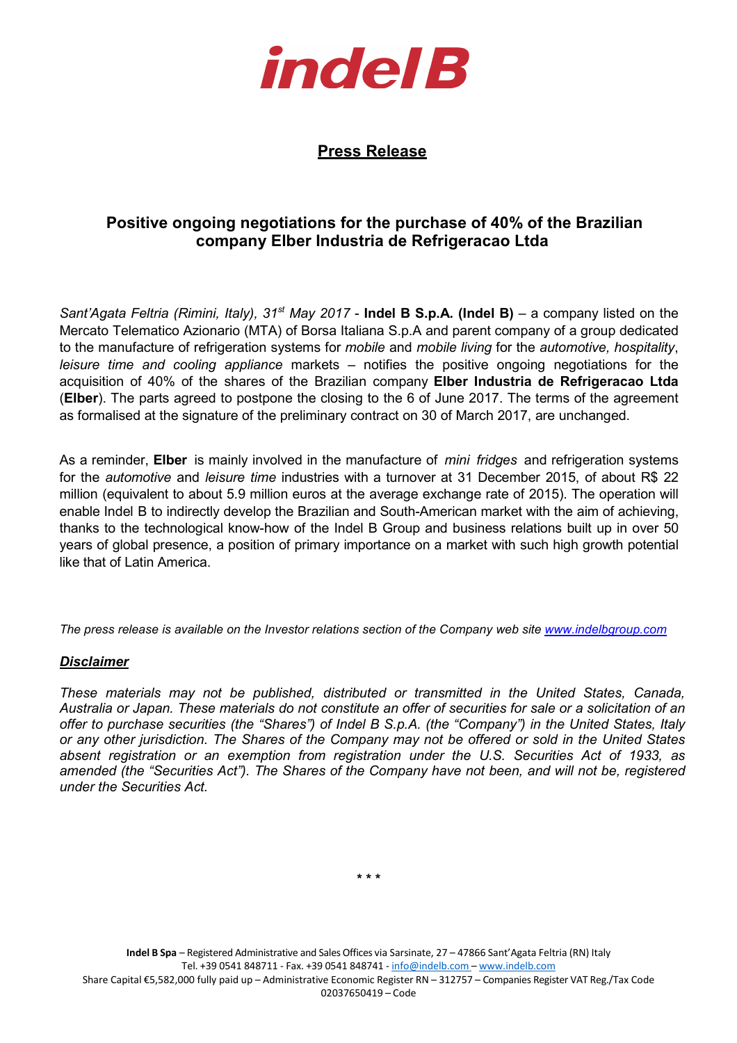# indel B

## Press Release

### Positive ongoing negotiations for the purchase of 40% of the Brazilian company Elber Industria de Refrigeracao Ltda

*Sant'Agata Feltria (Rimini, Italy), 31st May 2017* - **Indel B S.p.A. (Indel B)** – a company listed on the Mercato Telematico Azionario (MTA) of Borsa Italiana S.p.A and parent company of a group dedicated to the manufacture of refrigeration systems for *mobile* and *mobile living* for the *automotive, hospitality*, *leisure time and cooling appliance* markets – notifies the positive ongoing negotiations for the acquisition of 40% of the shares of the Brazilian company **Elber Industria de Refrigeracao Ltda** (**Elber**). The parts agreed to postpone the closing to the 6 of June 2017. The terms of the agreement as formalised at the signature of the preliminary contract on 30 of March 2017, are unchanged.

As a reminder, **Elber** is mainly involved in the manufacture of *mini fridges* and refrigeration systems for the *automotive* and *leisure time* industries with a turnover at 31 December 2015, of about R$ 22 million (equivalent to about 5.9 million euros at the average exchange rate of 2015). The operation will enable Indel B to indirectly develop the Brazilian and South-American market with the aim of achieving, thanks to the technological know-how of the Indel B Group and business relations built up in over 50 years of global presence, a position of primary importance on a market with such high growth potential like that of Latin America.

*The press release is available on the Investor relations section of the Company web site www.indelbgroup.com*

***Disclaimer***

*These materials may not be published, distributed or transmitted in the United States, Canada, Australia or Japan. These materials do not constitute an offer of securities for sale or a solicitation of an offer to purchase securities (the "Shares") of Indel B S.p.A. (the "Company") in the United States, Italy or any other jurisdiction. The Shares of the Company may not be offered or sold in the United States absent registration or an exemption from registration under the U.S. Securities Act of 1933, as amended (the "Securities Act"). The Shares of the Company have not been, and will not be, registered under the Securities Act.*

\* \* \*

**Indel B Spa** – Registered Administrative and Sales Offices via Sarsinate, 27 – 47866 Sant'Agata Feltria (RN) Italy
Tel. +39 0541 848711 - Fax. +39 0541 848741 - info@indelb.com – www.indelb.com
Share Capital €5,582,000 fully paid up – Administrative Economic Register RN – 312757 – Companies Register VAT Reg./Tax Code 02037650419 – Code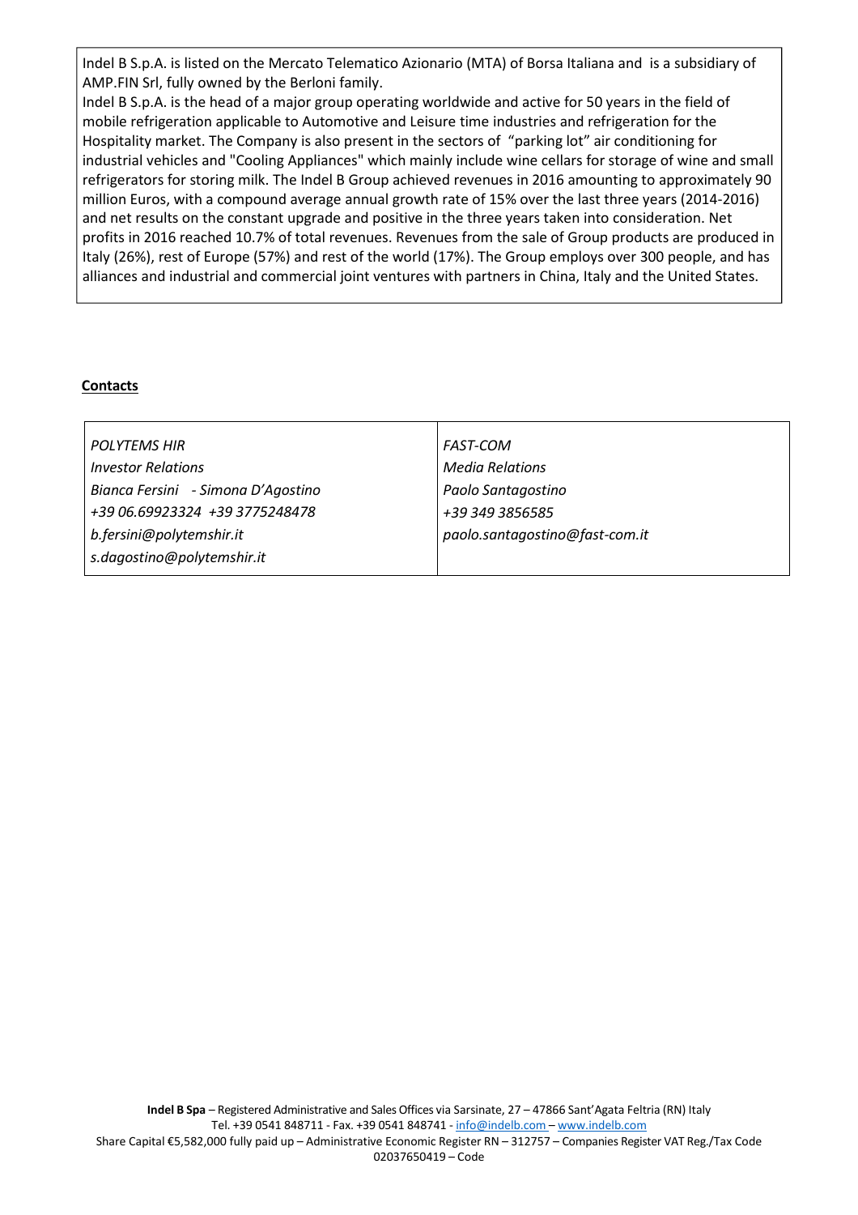Indel B S.p.A. is listed on the Mercato Telematico Azionario (MTA) of Borsa Italiana and is a subsidiary of AMP.FIN Srl, fully owned by the Berloni family.
Indel B S.p.A. is the head of a major group operating worldwide and active for 50 years in the field of mobile refrigeration applicable to Automotive and Leisure time industries and refrigeration for the Hospitality market. The Company is also present in the sectors of "parking lot" air conditioning for industrial vehicles and "Cooling Appliances" which mainly include wine cellars for storage of wine and small refrigerators for storing milk. The Indel B Group achieved revenues in 2016 amounting to approximately 90 million Euros, with a compound average annual growth rate of 15% over the last three years (2014-2016) and net results on the constant upgrade and positive in the three years taken into consideration. Net profits in 2016 reached 10.7% of total revenues. Revenues from the sale of Group products are produced in Italy (26%), rest of Europe (57%) and rest of the world (17%). The Group employs over 300 people, and has alliances and industrial and commercial joint ventures with partners in China, Italy and the United States.

**Contacts**

| | |
|---|---|
| *POLYTEMS HIR* | *FAST-COM* |
| *Investor Relations* | *Media Relations* |
| *Bianca Fersini - Simona D'Agostino* | *Paolo Santagostino* |
| *+39 06.69923324 +39 3775248478* | *+39 349 3856585* |
| *b.fersini@polytemshir.it* | *paolo.santagostino@fast-com.it* |
| *s.dagostino@polytemshir.it* | |

**Indel B Spa** – Registered Administrative and Sales Offices via Sarsinate, 27 – 47866 Sant'Agata Feltria (RN) Italy
Tel. +39 0541 848711 - Fax. +39 0541 848741 - info@indelb.com – www.indelb.com
Share Capital €5,582,000 fully paid up – Administrative Economic Register RN – 312757 – Companies Register VAT Reg./Tax Code 02037650419 – Code